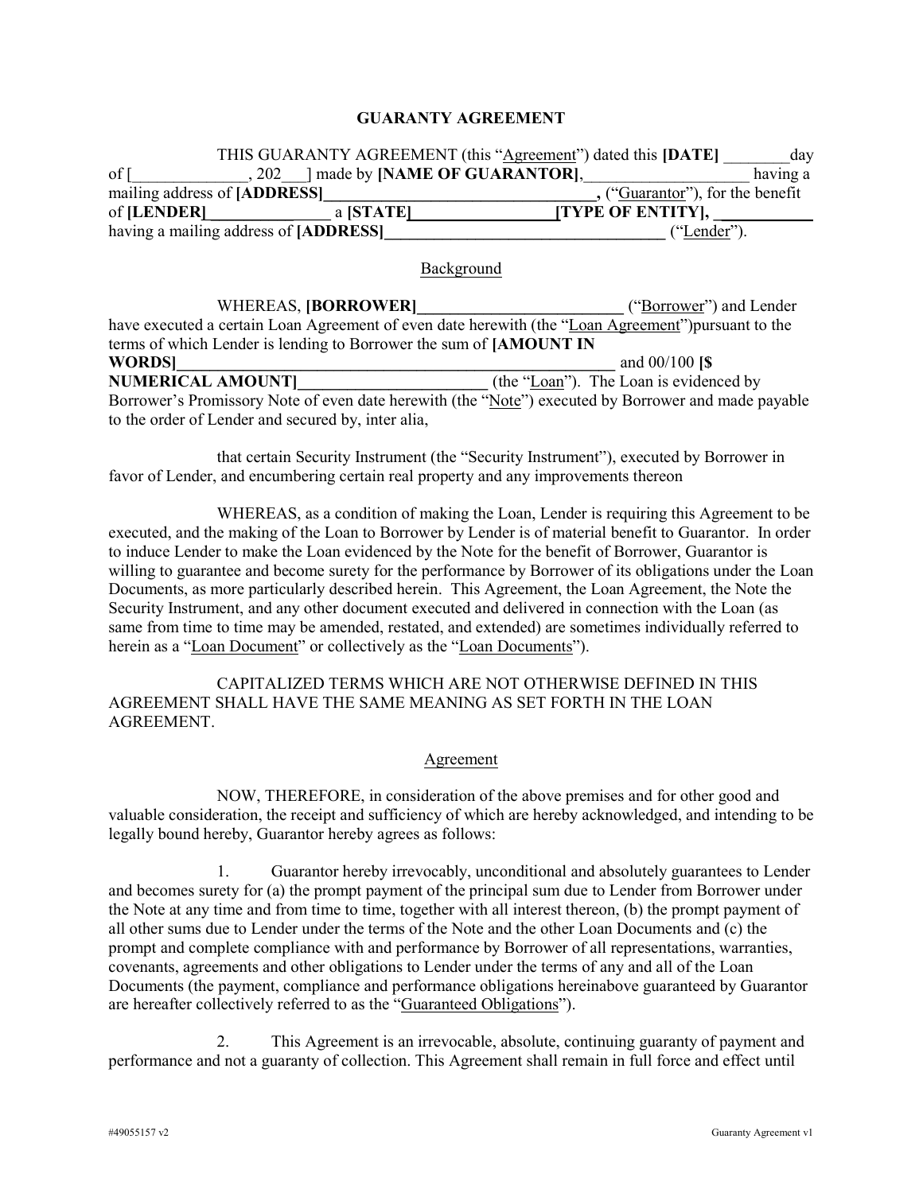# GUARANTY AGREEMENT

THIS GUARANTY AGREEMENT (this "Agreement") dated this **[DATE]** ________day of [_____________, 202___] made by **[NAME OF GUARANTOR]**,___________________ having a mailing address of **[ADDRESS]________________________________,** ("Guarantor"), for the benefit of **[LENDER]**______________ a **[STATE]**________________**[TYPE OF ENTITY], ___________** having a mailing address of **[ADDRESS]**__________________________________ ("Lender").

## Background

WHEREAS, **[BORROWER]**_________________________ ("Borrower") and Lender have executed a certain Loan Agreement of even date herewith (the "Loan Agreement")pursuant to the terms of which Lender is lending to Borrower the sum of **[AMOUNT IN WORDS]**_______________________________________________________ and 00/100 **[$ NUMERICAL AMOUNT]**______________________ (the "Loan"). The Loan is evidenced by Borrower's Promissory Note of even date herewith (the "Note") executed by Borrower and made payable to the order of Lender and secured by, inter alia,

that certain Security Instrument (the "Security Instrument"), executed by Borrower in favor of Lender, and encumbering certain real property and any improvements thereon

WHEREAS, as a condition of making the Loan, Lender is requiring this Agreement to be executed, and the making of the Loan to Borrower by Lender is of material benefit to Guarantor. In order to induce Lender to make the Loan evidenced by the Note for the benefit of Borrower, Guarantor is willing to guarantee and become surety for the performance by Borrower of its obligations under the Loan Documents, as more particularly described herein. This Agreement, the Loan Agreement, the Note the Security Instrument, and any other document executed and delivered in connection with the Loan (as same from time to time may be amended, restated, and extended) are sometimes individually referred to herein as a "Loan Document" or collectively as the "Loan Documents").

CAPITALIZED TERMS WHICH ARE NOT OTHERWISE DEFINED IN THIS AGREEMENT SHALL HAVE THE SAME MEANING AS SET FORTH IN THE LOAN AGREEMENT.

## Agreement

NOW, THEREFORE, in consideration of the above premises and for other good and valuable consideration, the receipt and sufficiency of which are hereby acknowledged, and intending to be legally bound hereby, Guarantor hereby agrees as follows:

1. Guarantor hereby irrevocably, unconditional and absolutely guarantees to Lender and becomes surety for (a) the prompt payment of the principal sum due to Lender from Borrower under the Note at any time and from time to time, together with all interest thereon, (b) the prompt payment of all other sums due to Lender under the terms of the Note and the other Loan Documents and (c) the prompt and complete compliance with and performance by Borrower of all representations, warranties, covenants, agreements and other obligations to Lender under the terms of any and all of the Loan Documents (the payment, compliance and performance obligations hereinabove guaranteed by Guarantor are hereafter collectively referred to as the "Guaranteed Obligations").

2. This Agreement is an irrevocable, absolute, continuing guaranty of payment and performance and not a guaranty of collection. This Agreement shall remain in full force and effect until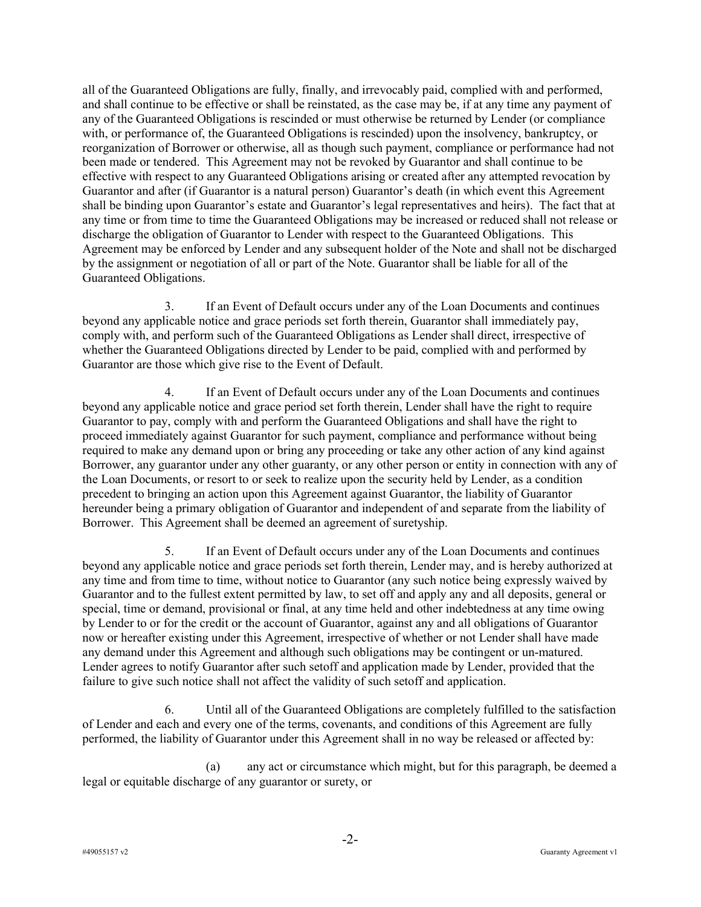all of the Guaranteed Obligations are fully, finally, and irrevocably paid, complied with and performed, and shall continue to be effective or shall be reinstated, as the case may be, if at any time any payment of any of the Guaranteed Obligations is rescinded or must otherwise be returned by Lender (or compliance with, or performance of, the Guaranteed Obligations is rescinded) upon the insolvency, bankruptcy, or reorganization of Borrower or otherwise, all as though such payment, compliance or performance had not been made or tendered. This Agreement may not be revoked by Guarantor and shall continue to be effective with respect to any Guaranteed Obligations arising or created after any attempted revocation by Guarantor and after (if Guarantor is a natural person) Guarantor's death (in which event this Agreement shall be binding upon Guarantor's estate and Guarantor's legal representatives and heirs). The fact that at any time or from time to time the Guaranteed Obligations may be increased or reduced shall not release or discharge the obligation of Guarantor to Lender with respect to the Guaranteed Obligations. This Agreement may be enforced by Lender and any subsequent holder of the Note and shall not be discharged by the assignment or negotiation of all or part of the Note. Guarantor shall be liable for all of the Guaranteed Obligations.

3. If an Event of Default occurs under any of the Loan Documents and continues beyond any applicable notice and grace periods set forth therein, Guarantor shall immediately pay, comply with, and perform such of the Guaranteed Obligations as Lender shall direct, irrespective of whether the Guaranteed Obligations directed by Lender to be paid, complied with and performed by Guarantor are those which give rise to the Event of Default.

4. If an Event of Default occurs under any of the Loan Documents and continues beyond any applicable notice and grace period set forth therein, Lender shall have the right to require Guarantor to pay, comply with and perform the Guaranteed Obligations and shall have the right to proceed immediately against Guarantor for such payment, compliance and performance without being required to make any demand upon or bring any proceeding or take any other action of any kind against Borrower, any guarantor under any other guaranty, or any other person or entity in connection with any of the Loan Documents, or resort to or seek to realize upon the security held by Lender, as a condition precedent to bringing an action upon this Agreement against Guarantor, the liability of Guarantor hereunder being a primary obligation of Guarantor and independent of and separate from the liability of Borrower. This Agreement shall be deemed an agreement of suretyship.

5. If an Event of Default occurs under any of the Loan Documents and continues beyond any applicable notice and grace periods set forth therein, Lender may, and is hereby authorized at any time and from time to time, without notice to Guarantor (any such notice being expressly waived by Guarantor and to the fullest extent permitted by law, to set off and apply any and all deposits, general or special, time or demand, provisional or final, at any time held and other indebtedness at any time owing by Lender to or for the credit or the account of Guarantor, against any and all obligations of Guarantor now or hereafter existing under this Agreement, irrespective of whether or not Lender shall have made any demand under this Agreement and although such obligations may be contingent or un-matured. Lender agrees to notify Guarantor after such setoff and application made by Lender, provided that the failure to give such notice shall not affect the validity of such setoff and application.

6. Until all of the Guaranteed Obligations are completely fulfilled to the satisfaction of Lender and each and every one of the terms, covenants, and conditions of this Agreement are fully performed, the liability of Guarantor under this Agreement shall in no way be released or affected by:

(a) any act or circumstance which might, but for this paragraph, be deemed a legal or equitable discharge of any guarantor or surety, or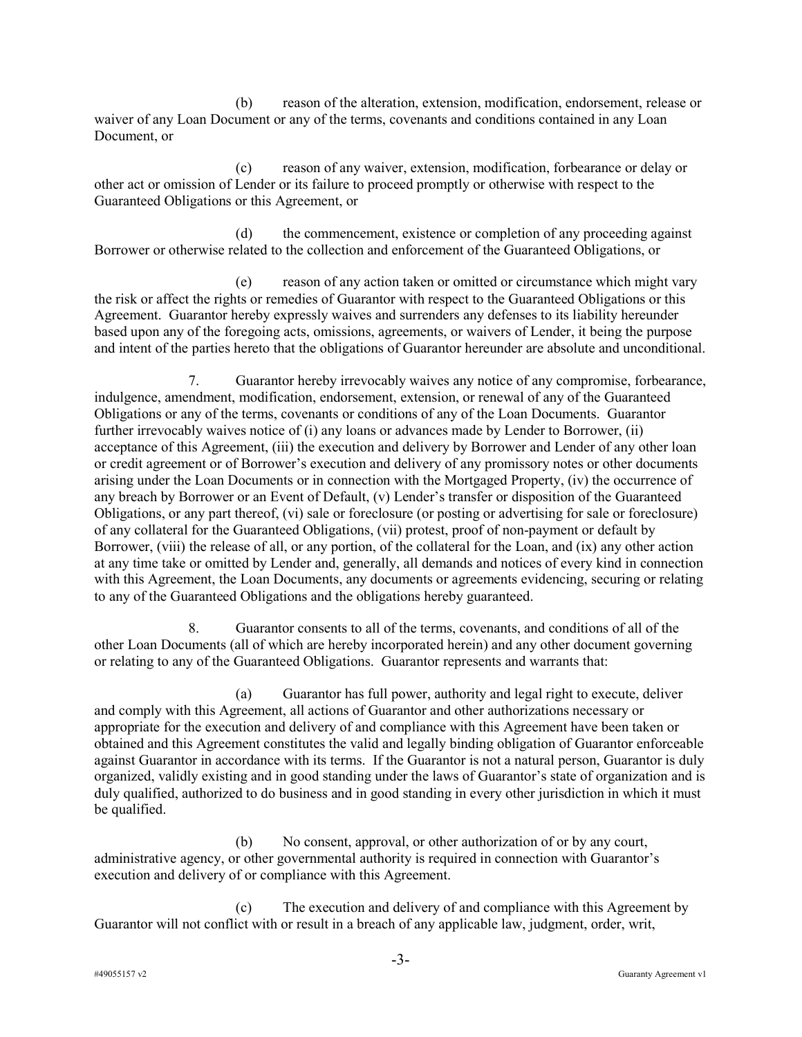(b) reason of the alteration, extension, modification, endorsement, release or waiver of any Loan Document or any of the terms, covenants and conditions contained in any Loan Document, or

(c) reason of any waiver, extension, modification, forbearance or delay or other act or omission of Lender or its failure to proceed promptly or otherwise with respect to the Guaranteed Obligations or this Agreement, or

(d) the commencement, existence or completion of any proceeding against Borrower or otherwise related to the collection and enforcement of the Guaranteed Obligations, or

(e) reason of any action taken or omitted or circumstance which might vary the risk or affect the rights or remedies of Guarantor with respect to the Guaranteed Obligations or this Agreement. Guarantor hereby expressly waives and surrenders any defenses to its liability hereunder based upon any of the foregoing acts, omissions, agreements, or waivers of Lender, it being the purpose and intent of the parties hereto that the obligations of Guarantor hereunder are absolute and unconditional.

7. Guarantor hereby irrevocably waives any notice of any compromise, forbearance, indulgence, amendment, modification, endorsement, extension, or renewal of any of the Guaranteed Obligations or any of the terms, covenants or conditions of any of the Loan Documents. Guarantor further irrevocably waives notice of (i) any loans or advances made by Lender to Borrower, (ii) acceptance of this Agreement, (iii) the execution and delivery by Borrower and Lender of any other loan or credit agreement or of Borrower's execution and delivery of any promissory notes or other documents arising under the Loan Documents or in connection with the Mortgaged Property, (iv) the occurrence of any breach by Borrower or an Event of Default, (v) Lender's transfer or disposition of the Guaranteed Obligations, or any part thereof, (vi) sale or foreclosure (or posting or advertising for sale or foreclosure) of any collateral for the Guaranteed Obligations, (vii) protest, proof of non-payment or default by Borrower, (viii) the release of all, or any portion, of the collateral for the Loan, and (ix) any other action at any time take or omitted by Lender and, generally, all demands and notices of every kind in connection with this Agreement, the Loan Documents, any documents or agreements evidencing, securing or relating to any of the Guaranteed Obligations and the obligations hereby guaranteed.

8. Guarantor consents to all of the terms, covenants, and conditions of all of the other Loan Documents (all of which are hereby incorporated herein) and any other document governing or relating to any of the Guaranteed Obligations. Guarantor represents and warrants that:

(a) Guarantor has full power, authority and legal right to execute, deliver and comply with this Agreement, all actions of Guarantor and other authorizations necessary or appropriate for the execution and delivery of and compliance with this Agreement have been taken or obtained and this Agreement constitutes the valid and legally binding obligation of Guarantor enforceable against Guarantor in accordance with its terms. If the Guarantor is not a natural person, Guarantor is duly organized, validly existing and in good standing under the laws of Guarantor's state of organization and is duly qualified, authorized to do business and in good standing in every other jurisdiction in which it must be qualified.

(b) No consent, approval, or other authorization of or by any court, administrative agency, or other governmental authority is required in connection with Guarantor's execution and delivery of or compliance with this Agreement.

(c) The execution and delivery of and compliance with this Agreement by Guarantor will not conflict with or result in a breach of any applicable law, judgment, order, writ,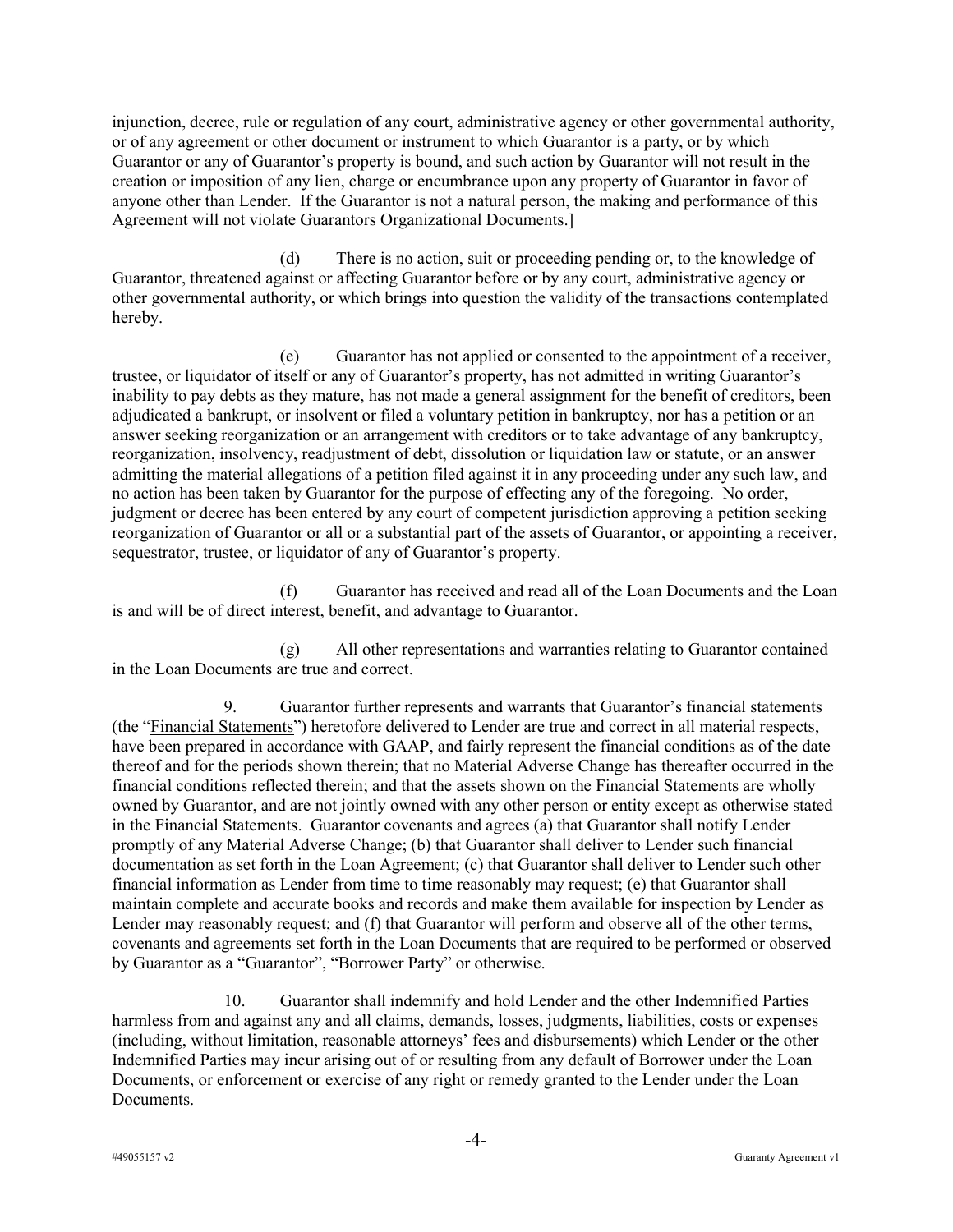injunction, decree, rule or regulation of any court, administrative agency or other governmental authority, or of any agreement or other document or instrument to which Guarantor is a party, or by which Guarantor or any of Guarantor's property is bound, and such action by Guarantor will not result in the creation or imposition of any lien, charge or encumbrance upon any property of Guarantor in favor of anyone other than Lender. If the Guarantor is not a natural person, the making and performance of this Agreement will not violate Guarantors Organizational Documents.]

(d) There is no action, suit or proceeding pending or, to the knowledge of Guarantor, threatened against or affecting Guarantor before or by any court, administrative agency or other governmental authority, or which brings into question the validity of the transactions contemplated hereby.

(e) Guarantor has not applied or consented to the appointment of a receiver, trustee, or liquidator of itself or any of Guarantor's property, has not admitted in writing Guarantor's inability to pay debts as they mature, has not made a general assignment for the benefit of creditors, been adjudicated a bankrupt, or insolvent or filed a voluntary petition in bankruptcy, nor has a petition or an answer seeking reorganization or an arrangement with creditors or to take advantage of any bankruptcy, reorganization, insolvency, readjustment of debt, dissolution or liquidation law or statute, or an answer admitting the material allegations of a petition filed against it in any proceeding under any such law, and no action has been taken by Guarantor for the purpose of effecting any of the foregoing. No order, judgment or decree has been entered by any court of competent jurisdiction approving a petition seeking reorganization of Guarantor or all or a substantial part of the assets of Guarantor, or appointing a receiver, sequestrator, trustee, or liquidator of any of Guarantor's property.

(f) Guarantor has received and read all of the Loan Documents and the Loan is and will be of direct interest, benefit, and advantage to Guarantor.

(g) All other representations and warranties relating to Guarantor contained in the Loan Documents are true and correct.

9. Guarantor further represents and warrants that Guarantor's financial statements (the "Financial Statements") heretofore delivered to Lender are true and correct in all material respects, have been prepared in accordance with GAAP, and fairly represent the financial conditions as of the date thereof and for the periods shown therein; that no Material Adverse Change has thereafter occurred in the financial conditions reflected therein; and that the assets shown on the Financial Statements are wholly owned by Guarantor, and are not jointly owned with any other person or entity except as otherwise stated in the Financial Statements. Guarantor covenants and agrees (a) that Guarantor shall notify Lender promptly of any Material Adverse Change; (b) that Guarantor shall deliver to Lender such financial documentation as set forth in the Loan Agreement; (c) that Guarantor shall deliver to Lender such other financial information as Lender from time to time reasonably may request; (e) that Guarantor shall maintain complete and accurate books and records and make them available for inspection by Lender as Lender may reasonably request; and (f) that Guarantor will perform and observe all of the other terms, covenants and agreements set forth in the Loan Documents that are required to be performed or observed by Guarantor as a "Guarantor", "Borrower Party" or otherwise.

10. Guarantor shall indemnify and hold Lender and the other Indemnified Parties harmless from and against any and all claims, demands, losses, judgments, liabilities, costs or expenses (including, without limitation, reasonable attorneys' fees and disbursements) which Lender or the other Indemnified Parties may incur arising out of or resulting from any default of Borrower under the Loan Documents, or enforcement or exercise of any right or remedy granted to the Lender under the Loan Documents.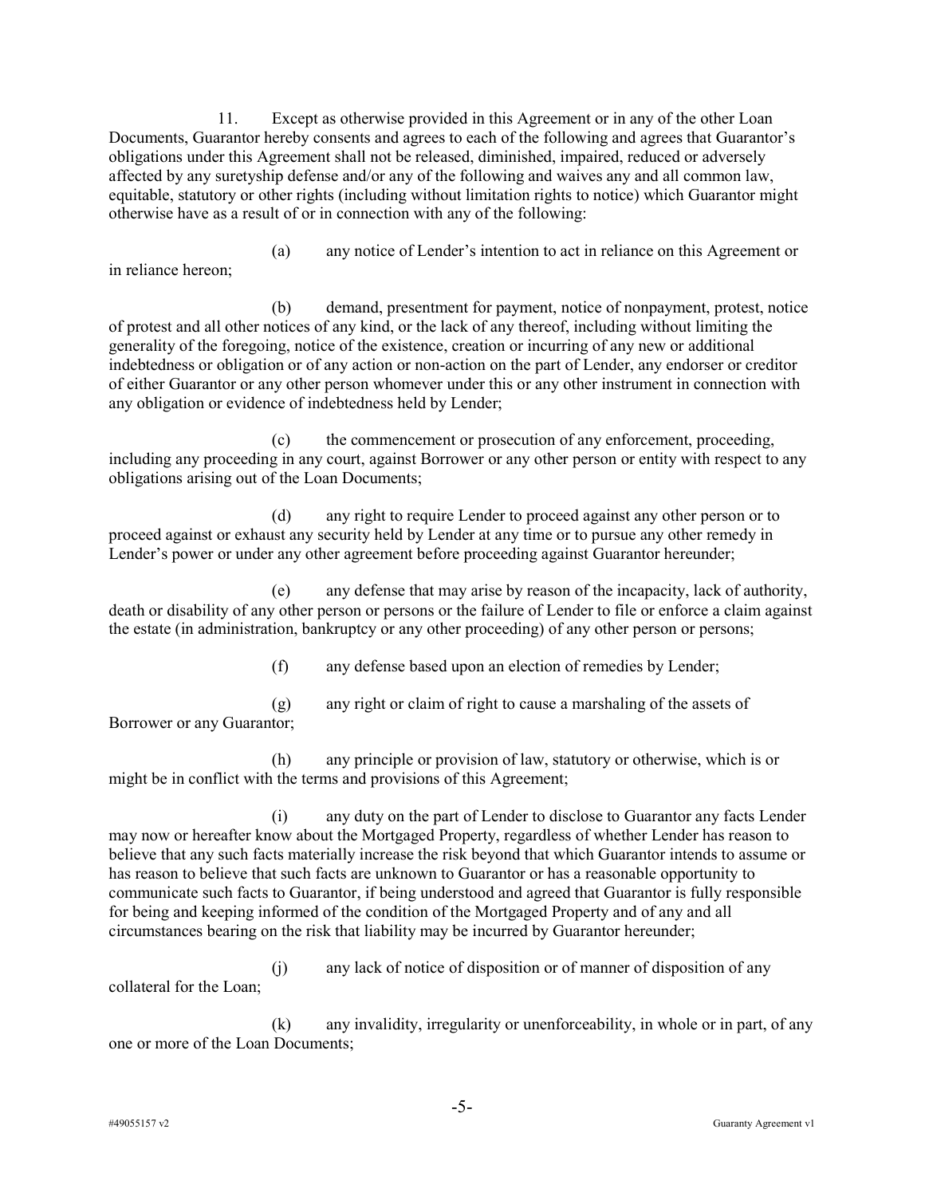11. Except as otherwise provided in this Agreement or in any of the other Loan Documents, Guarantor hereby consents and agrees to each of the following and agrees that Guarantor's obligations under this Agreement shall not be released, diminished, impaired, reduced or adversely affected by any suretyship defense and/or any of the following and waives any and all common law, equitable, statutory or other rights (including without limitation rights to notice) which Guarantor might otherwise have as a result of or in connection with any of the following:

(a) any notice of Lender's intention to act in reliance on this Agreement or in reliance hereon;

(b) demand, presentment for payment, notice of nonpayment, protest, notice of protest and all other notices of any kind, or the lack of any thereof, including without limiting the generality of the foregoing, notice of the existence, creation or incurring of any new or additional indebtedness or obligation or of any action or non-action on the part of Lender, any endorser or creditor of either Guarantor or any other person whomever under this or any other instrument in connection with any obligation or evidence of indebtedness held by Lender;

(c) the commencement or prosecution of any enforcement, proceeding, including any proceeding in any court, against Borrower or any other person or entity with respect to any obligations arising out of the Loan Documents;

(d) any right to require Lender to proceed against any other person or to proceed against or exhaust any security held by Lender at any time or to pursue any other remedy in Lender's power or under any other agreement before proceeding against Guarantor hereunder;

(e) any defense that may arise by reason of the incapacity, lack of authority, death or disability of any other person or persons or the failure of Lender to file or enforce a claim against the estate (in administration, bankruptcy or any other proceeding) of any other person or persons;

(f) any defense based upon an election of remedies by Lender;

(g) any right or claim of right to cause a marshaling of the assets of Borrower or any Guarantor;

(h) any principle or provision of law, statutory or otherwise, which is or might be in conflict with the terms and provisions of this Agreement;

(i) any duty on the part of Lender to disclose to Guarantor any facts Lender may now or hereafter know about the Mortgaged Property, regardless of whether Lender has reason to believe that any such facts materially increase the risk beyond that which Guarantor intends to assume or has reason to believe that such facts are unknown to Guarantor or has a reasonable opportunity to communicate such facts to Guarantor, if being understood and agreed that Guarantor is fully responsible for being and keeping informed of the condition of the Mortgaged Property and of any and all circumstances bearing on the risk that liability may be incurred by Guarantor hereunder;

(j) any lack of notice of disposition or of manner of disposition of any collateral for the Loan;

(k) any invalidity, irregularity or unenforceability, in whole or in part, of any one or more of the Loan Documents;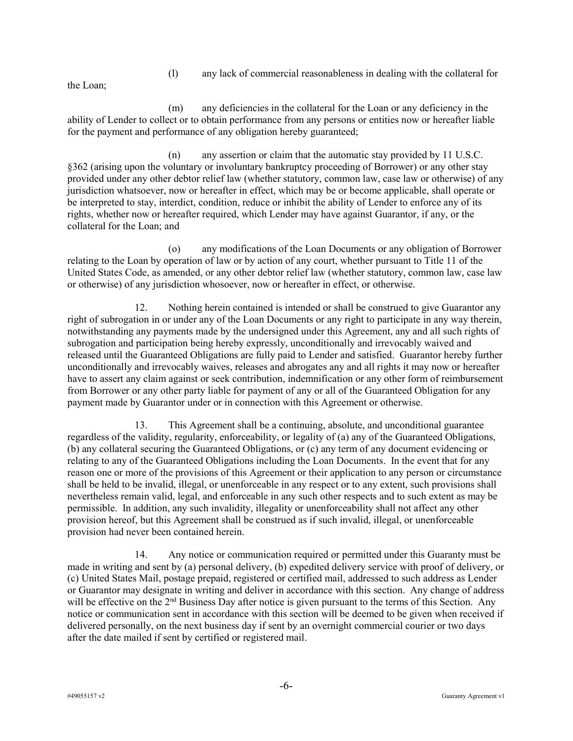(l) any lack of commercial reasonableness in dealing with the collateral for the Loan;

(m) any deficiencies in the collateral for the Loan or any deficiency in the ability of Lender to collect or to obtain performance from any persons or entities now or hereafter liable for the payment and performance of any obligation hereby guaranteed;

(n) any assertion or claim that the automatic stay provided by 11 U.S.C. §362 (arising upon the voluntary or involuntary bankruptcy proceeding of Borrower) or any other stay provided under any other debtor relief law (whether statutory, common law, case law or otherwise) of any jurisdiction whatsoever, now or hereafter in effect, which may be or become applicable, shall operate or be interpreted to stay, interdict, condition, reduce or inhibit the ability of Lender to enforce any of its rights, whether now or hereafter required, which Lender may have against Guarantor, if any, or the collateral for the Loan; and

(o) any modifications of the Loan Documents or any obligation of Borrower relating to the Loan by operation of law or by action of any court, whether pursuant to Title 11 of the United States Code, as amended, or any other debtor relief law (whether statutory, common law, case law or otherwise) of any jurisdiction whosoever, now or hereafter in effect, or otherwise.

12. Nothing herein contained is intended or shall be construed to give Guarantor any right of subrogation in or under any of the Loan Documents or any right to participate in any way therein, notwithstanding any payments made by the undersigned under this Agreement, any and all such rights of subrogation and participation being hereby expressly, unconditionally and irrevocably waived and released until the Guaranteed Obligations are fully paid to Lender and satisfied. Guarantor hereby further unconditionally and irrevocably waives, releases and abrogates any and all rights it may now or hereafter have to assert any claim against or seek contribution, indemnification or any other form of reimbursement from Borrower or any other party liable for payment of any or all of the Guaranteed Obligation for any payment made by Guarantor under or in connection with this Agreement or otherwise.

13. This Agreement shall be a continuing, absolute, and unconditional guarantee regardless of the validity, regularity, enforceability, or legality of (a) any of the Guaranteed Obligations, (b) any collateral securing the Guaranteed Obligations, or (c) any term of any document evidencing or relating to any of the Guaranteed Obligations including the Loan Documents. In the event that for any reason one or more of the provisions of this Agreement or their application to any person or circumstance shall be held to be invalid, illegal, or unenforceable in any respect or to any extent, such provisions shall nevertheless remain valid, legal, and enforceable in any such other respects and to such extent as may be permissible. In addition, any such invalidity, illegality or unenforceability shall not affect any other provision hereof, but this Agreement shall be construed as if such invalid, illegal, or unenforceable provision had never been contained herein.

14. Any notice or communication required or permitted under this Guaranty must be made in writing and sent by (a) personal delivery, (b) expedited delivery service with proof of delivery, or (c) United States Mail, postage prepaid, registered or certified mail, addressed to such address as Lender or Guarantor may designate in writing and deliver in accordance with this section. Any change of address will be effective on the 2nd Business Day after notice is given pursuant to the terms of this Section. Any notice or communication sent in accordance with this section will be deemed to be given when received if delivered personally, on the next business day if sent by an overnight commercial courier or two days after the date mailed if sent by certified or registered mail.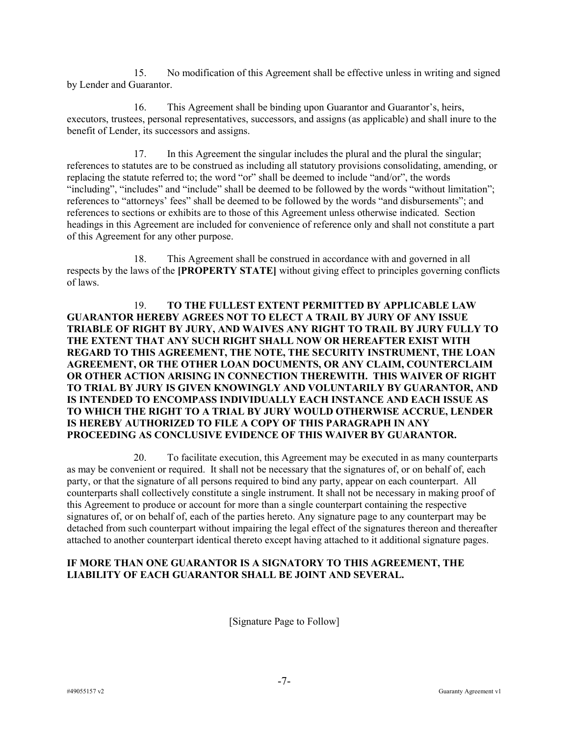15. No modification of this Agreement shall be effective unless in writing and signed by Lender and Guarantor.

16. This Agreement shall be binding upon Guarantor and Guarantor's, heirs, executors, trustees, personal representatives, successors, and assigns (as applicable) and shall inure to the benefit of Lender, its successors and assigns.

17. In this Agreement the singular includes the plural and the plural the singular; references to statutes are to be construed as including all statutory provisions consolidating, amending, or replacing the statute referred to; the word "or" shall be deemed to include "and/or", the words "including", "includes" and "include" shall be deemed to be followed by the words "without limitation"; references to "attorneys' fees" shall be deemed to be followed by the words "and disbursements"; and references to sections or exhibits are to those of this Agreement unless otherwise indicated. Section headings in this Agreement are included for convenience of reference only and shall not constitute a part of this Agreement for any other purpose.

18. This Agreement shall be construed in accordance with and governed in all respects by the laws of the **[PROPERTY STATE]** without giving effect to principles governing conflicts of laws.

19. **TO THE FULLEST EXTENT PERMITTED BY APPLICABLE LAW GUARANTOR HEREBY AGREES NOT TO ELECT A TRAIL BY JURY OF ANY ISSUE TRIABLE OF RIGHT BY JURY, AND WAIVES ANY RIGHT TO TRAIL BY JURY FULLY TO THE EXTENT THAT ANY SUCH RIGHT SHALL NOW OR HEREAFTER EXIST WITH REGARD TO THIS AGREEMENT, THE NOTE, THE SECURITY INSTRUMENT, THE LOAN AGREEMENT, OR THE OTHER LOAN DOCUMENTS, OR ANY CLAIM, COUNTERCLAIM OR OTHER ACTION ARISING IN CONNECTION THEREWITH. THIS WAIVER OF RIGHT TO TRIAL BY JURY IS GIVEN KNOWINGLY AND VOLUNTARILY BY GUARANTOR, AND IS INTENDED TO ENCOMPASS INDIVIDUALLY EACH INSTANCE AND EACH ISSUE AS TO WHICH THE RIGHT TO A TRIAL BY JURY WOULD OTHERWISE ACCRUE, LENDER IS HEREBY AUTHORIZED TO FILE A COPY OF THIS PARAGRAPH IN ANY PROCEEDING AS CONCLUSIVE EVIDENCE OF THIS WAIVER BY GUARANTOR.**

20. To facilitate execution, this Agreement may be executed in as many counterparts as may be convenient or required. It shall not be necessary that the signatures of, or on behalf of, each party, or that the signature of all persons required to bind any party, appear on each counterpart. All counterparts shall collectively constitute a single instrument. It shall not be necessary in making proof of this Agreement to produce or account for more than a single counterpart containing the respective signatures of, or on behalf of, each of the parties hereto. Any signature page to any counterpart may be detached from such counterpart without impairing the legal effect of the signatures thereon and thereafter attached to another counterpart identical thereto except having attached to it additional signature pages.

**IF MORE THAN ONE GUARANTOR IS A SIGNATORY TO THIS AGREEMENT, THE LIABILITY OF EACH GUARANTOR SHALL BE JOINT AND SEVERAL.**

[Signature Page to Follow]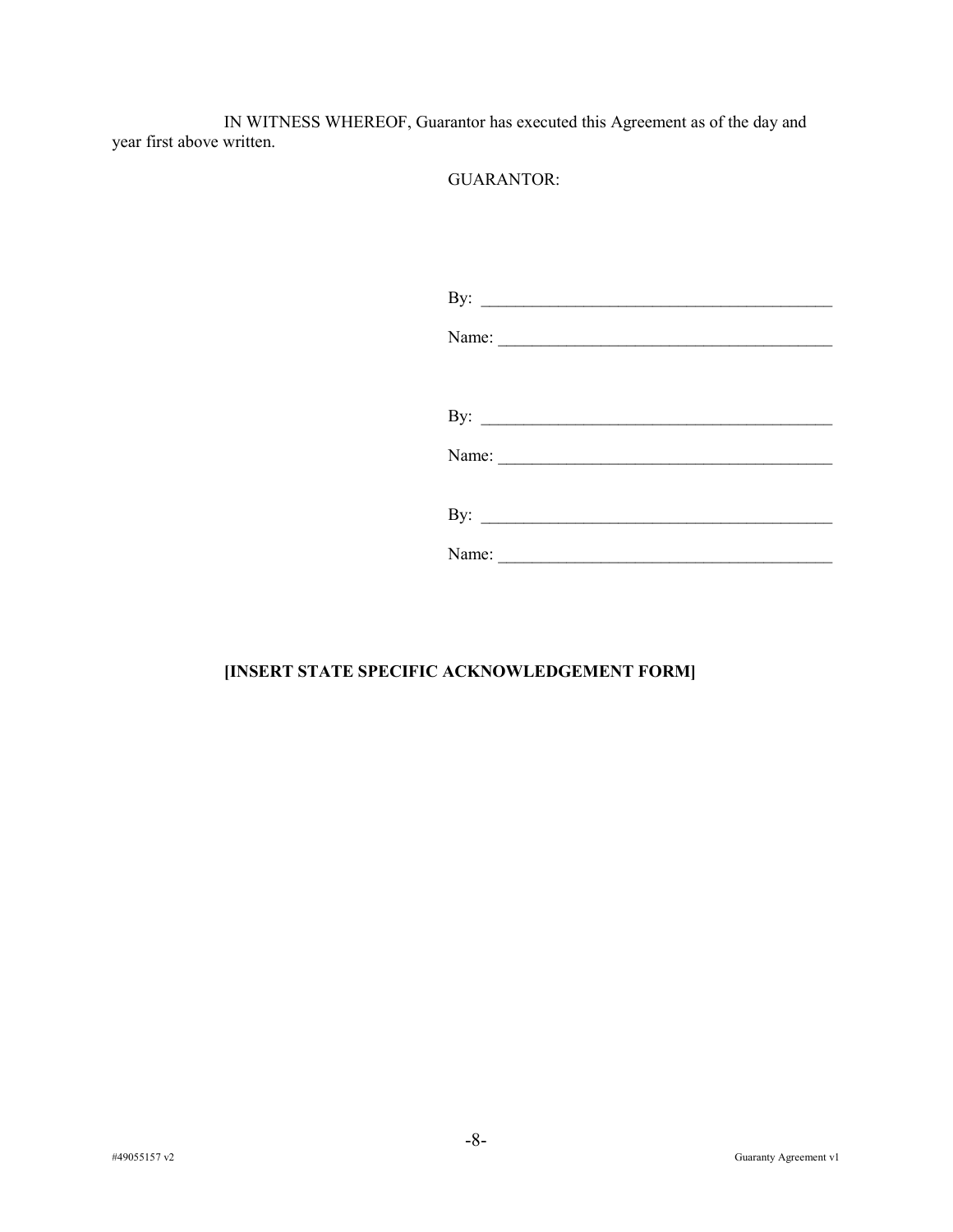IN WITNESS WHEREOF, Guarantor has executed this Agreement as of the day and year first above written.

GUARANTOR:

By: _________________________________________

Name: _______________________________________

By: _________________________________________

Name: _______________________________________

By: _________________________________________

Name: _______________________________________

**[INSERT STATE SPECIFIC ACKNOWLEDGEMENT FORM]**